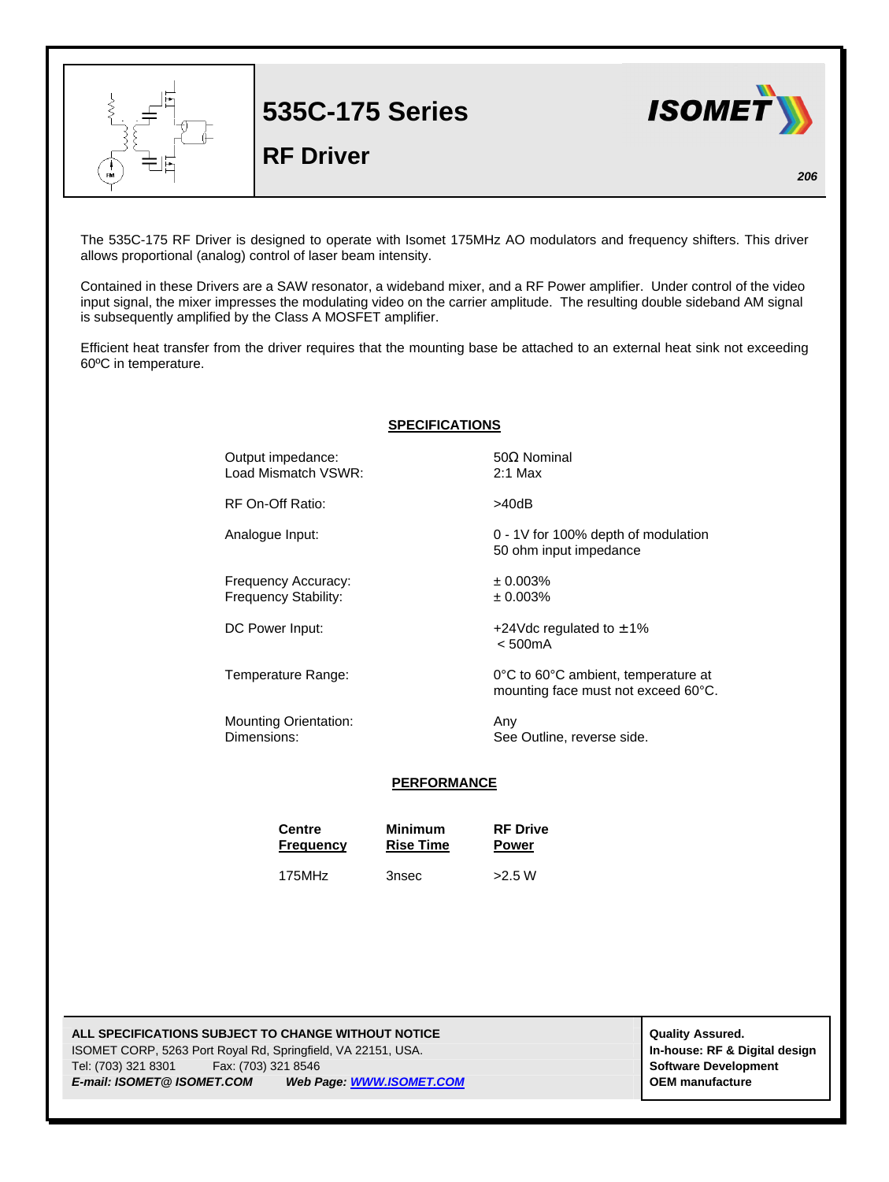# 535C-175 Series

## RF Driver

206

The 535C-175 RF Driver is designed to operate with Isomet 175MHz AO modulators and frequency shifters. This driver allows proportional (analog) control of laser beam intensity.

Contained in these Drivers are a SAW resonator, a wideband mixer, and a RF Power amplifier. Under control of the video input signal, the mixer impresses the modulating video on the carrier amplitude. The resulting double sideband AM signal is subsequently amplified by the Class A MOSFET amplifier.

Efficient heat transfer from the driver requires that the mounting base be attached to an external heat sink not exceeding 60ºC in temperature.

### SPECIFICATIONS

| | |
|---|---|
| Output impedance: | 50Ω Nominal |
| Load Mismatch VSWR: | 2:1 Max |
| RF On-Off Ratio: | >40dB |
| Analogue Input: | 0 - 1V for 100% depth of modulation<br>50 ohm input impedance |
| Frequency Accuracy: | ± 0.003% |
| Frequency Stability: | ± 0.003% |
| DC Power Input: | +24Vdc regulated to ±1%<br>< 500mA |
| Temperature Range: | 0°C to 60°C ambient, temperature at mounting face must not exceed 60°C. |
| Mounting Orientation: | Any |
| Dimensions: | See Outline, reverse side. |

### PERFORMANCE

| Centre Frequency | Minimum Rise Time | RF Drive Power |
|---|---|---|
| 175MHz | 3nsec | >2.5 W |

**ALL SPECIFICATIONS SUBJECT TO CHANGE WITHOUT NOTICE**
ISOMET CORP, 5263 Port Royal Rd, Springfield, VA 22151, USA.
Tel: (703) 321 8301 Fax: (703) 321 8546
***E-mail: ISOMET@ ISOMET.COM*** ***Web Page: WWW.ISOMET.COM***

**Quality Assured.**
**In-house: RF & Digital design**
**Software Development**
**OEM manufacture**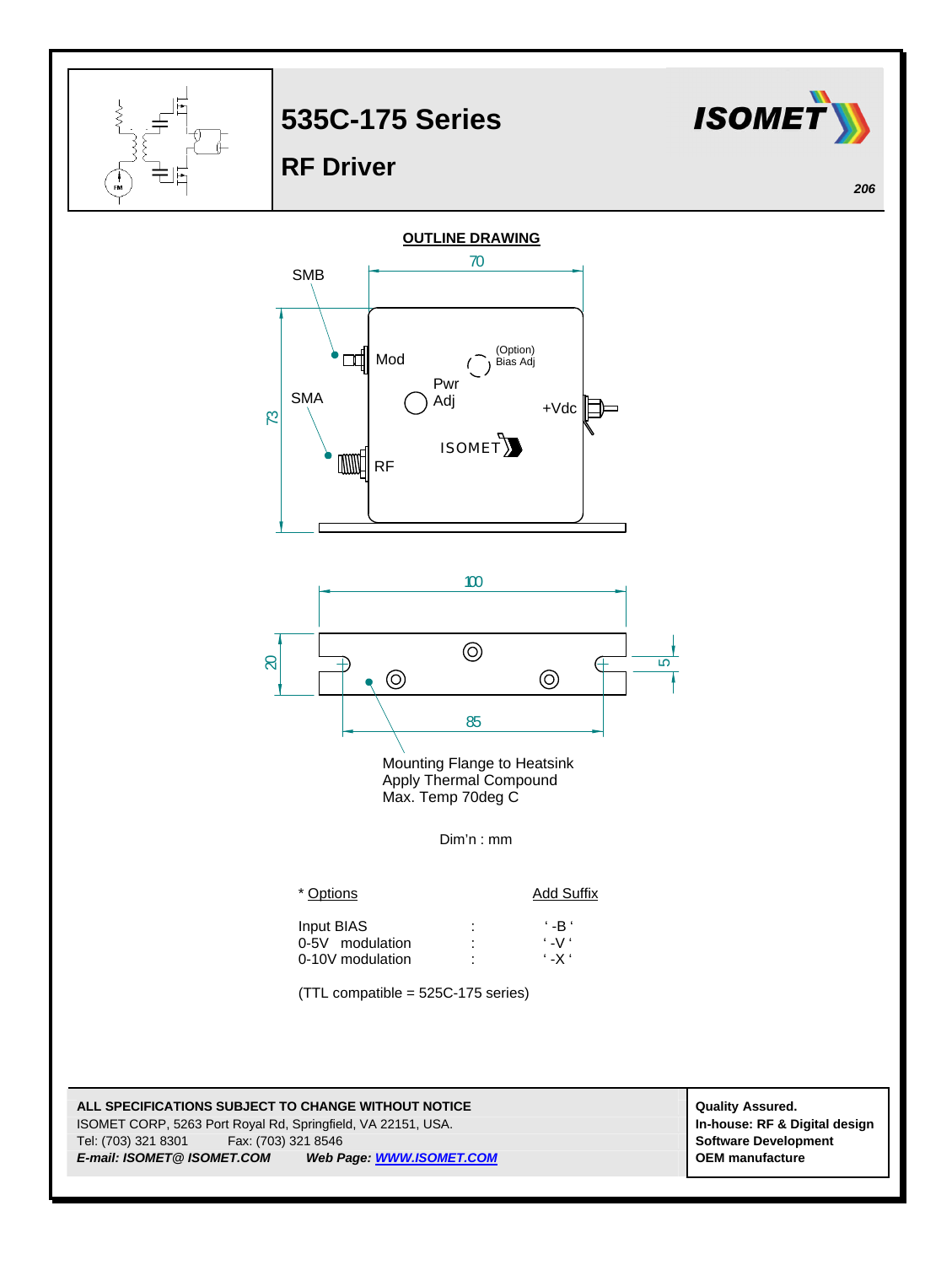# 535C-175 Series

## RF Driver

206

**OUTLINE DRAWING**

70

SMB

Mod

(Option)
Bias Adj

Pwr
Adj

SMA

73

+Vdc

ISOMET

RF

100

20

5

85

Mounting Flange to Heatsink
Apply Thermal Compound
Max. Temp 70deg C

Dim'n : mm

| * Options | | Add Suffix |
|---|---|---|
| Input BIAS | : | '-B' |
| 0-5V modulation | : | '-V' |
| 0-10V modulation | : | '-X' |

(TTL compatible = 525C-175 series)

**ALL SPECIFICATIONS SUBJECT TO CHANGE WITHOUT NOTICE**
ISOMET CORP, 5263 Port Royal Rd, Springfield, VA 22151, USA.
Tel: (703) 321 8301 Fax: (703) 321 8546
***E-mail: ISOMET@ ISOMET.COM*** ***Web Page: [WWW.ISOMET.COM](http://WWW.ISOMET.COM)***

**Quality Assured.**
**In-house: RF & Digital design**
**Software Development**
**OEM manufacture**